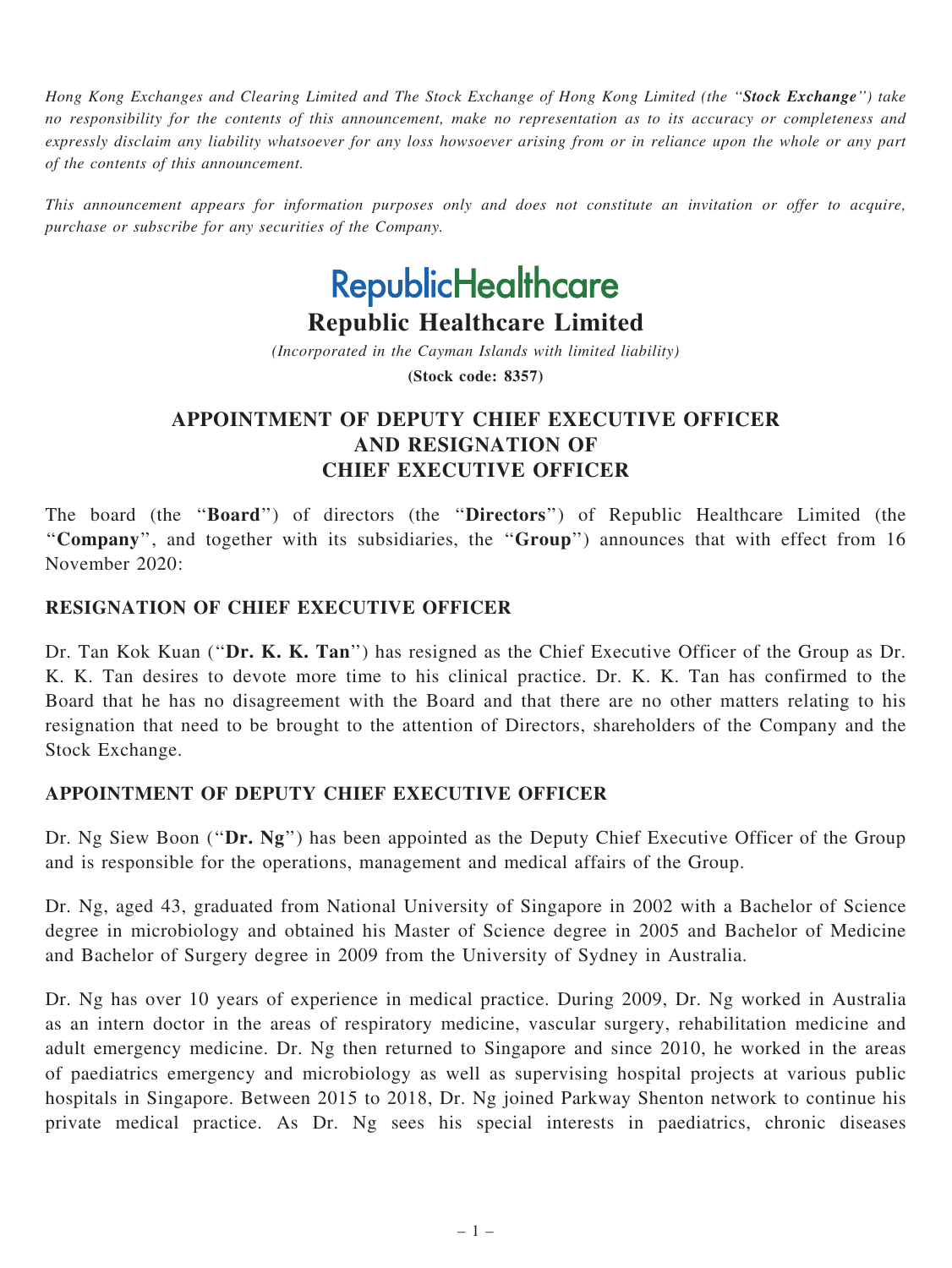*Hong Kong Exchanges and Clearing Limited and The Stock Exchange of Hong Kong Limited (the "**Stock Exchange**") take no responsibility for the contents of this announcement, make no representation as to its accuracy or completeness and expressly disclaim any liability whatsoever for any loss howsoever arising from or in reliance upon the whole or any part of the contents of this announcement.*

*This announcement appears for information purposes only and does not constitute an invitation or offer to acquire, purchase or subscribe for any securities of the Company.*

RepublicHealthcare

# Republic Healthcare Limited

*(Incorporated in the Cayman Islands with limited liability)*

**(Stock code: 8357)**

## APPOINTMENT OF DEPUTY CHIEF EXECUTIVE OFFICER AND RESIGNATION OF CHIEF EXECUTIVE OFFICER

The board (the "**Board**") of directors (the "**Directors**") of Republic Healthcare Limited (the "**Company**", and together with its subsidiaries, the "**Group**") announces that with effect from 16 November 2020:

### RESIGNATION OF CHIEF EXECUTIVE OFFICER

Dr. Tan Kok Kuan ("**Dr. K. K. Tan**") has resigned as the Chief Executive Officer of the Group as Dr. K. K. Tan desires to devote more time to his clinical practice. Dr. K. K. Tan has confirmed to the Board that he has no disagreement with the Board and that there are no other matters relating to his resignation that need to be brought to the attention of Directors, shareholders of the Company and the Stock Exchange.

### APPOINTMENT OF DEPUTY CHIEF EXECUTIVE OFFICER

Dr. Ng Siew Boon ("**Dr. Ng**") has been appointed as the Deputy Chief Executive Officer of the Group and is responsible for the operations, management and medical affairs of the Group.

Dr. Ng, aged 43, graduated from National University of Singapore in 2002 with a Bachelor of Science degree in microbiology and obtained his Master of Science degree in 2005 and Bachelor of Medicine and Bachelor of Surgery degree in 2009 from the University of Sydney in Australia.

Dr. Ng has over 10 years of experience in medical practice. During 2009, Dr. Ng worked in Australia as an intern doctor in the areas of respiratory medicine, vascular surgery, rehabilitation medicine and adult emergency medicine. Dr. Ng then returned to Singapore and since 2010, he worked in the areas of paediatrics emergency and microbiology as well as supervising hospital projects at various public hospitals in Singapore. Between 2015 to 2018, Dr. Ng joined Parkway Shenton network to continue his private medical practice. As Dr. Ng sees his special interests in paediatrics, chronic diseases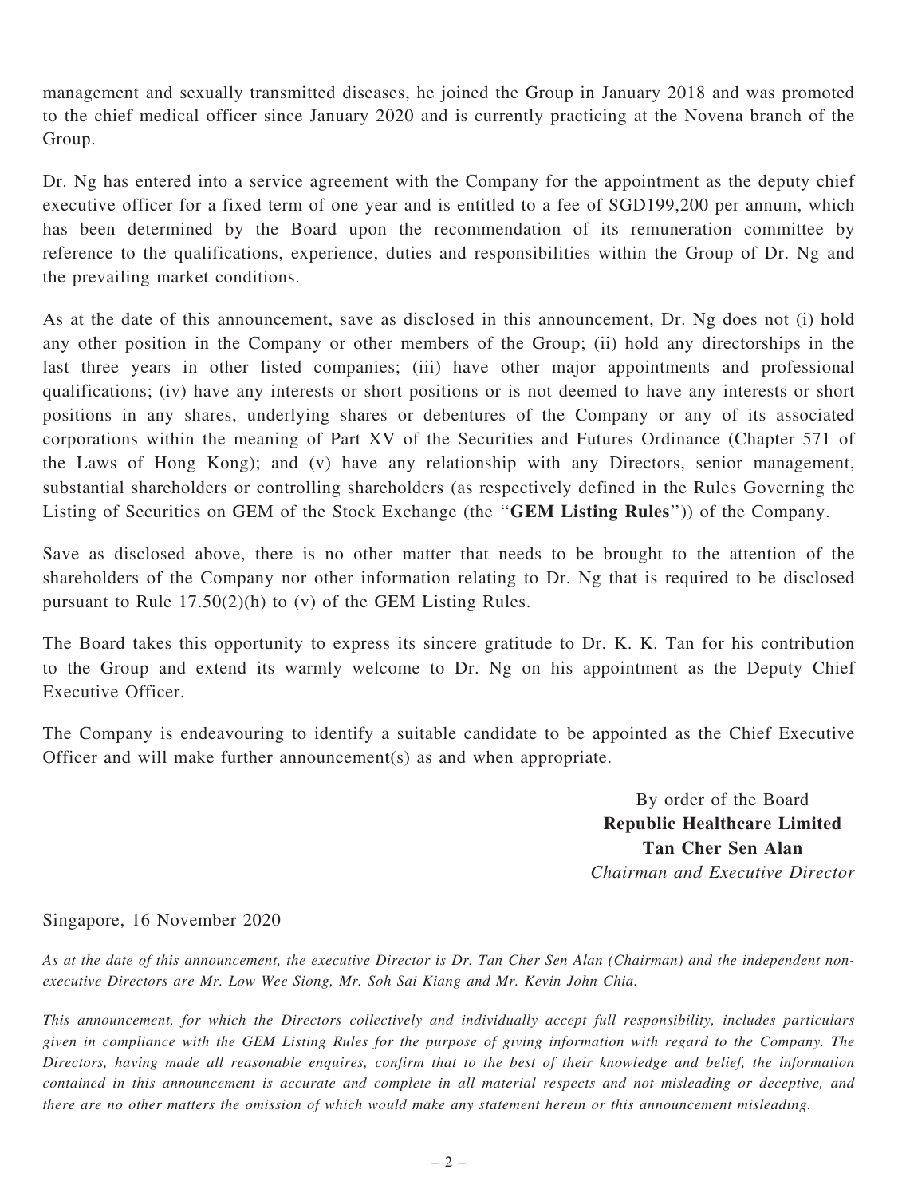management and sexually transmitted diseases, he joined the Group in January 2018 and was promoted to the chief medical officer since January 2020 and is currently practicing at the Novena branch of the Group.

Dr. Ng has entered into a service agreement with the Company for the appointment as the deputy chief executive officer for a fixed term of one year and is entitled to a fee of SGD199,200 per annum, which has been determined by the Board upon the recommendation of its remuneration committee by reference to the qualifications, experience, duties and responsibilities within the Group of Dr. Ng and the prevailing market conditions.

As at the date of this announcement, save as disclosed in this announcement, Dr. Ng does not (i) hold any other position in the Company or other members of the Group; (ii) hold any directorships in the last three years in other listed companies; (iii) have other major appointments and professional qualifications; (iv) have any interests or short positions or is not deemed to have any interests or short positions in any shares, underlying shares or debentures of the Company or any of its associated corporations within the meaning of Part XV of the Securities and Futures Ordinance (Chapter 571 of the Laws of Hong Kong); and (v) have any relationship with any Directors, senior management, substantial shareholders or controlling shareholders (as respectively defined in the Rules Governing the Listing of Securities on GEM of the Stock Exchange (the "**GEM Listing Rules**")) of the Company.

Save as disclosed above, there is no other matter that needs to be brought to the attention of the shareholders of the Company nor other information relating to Dr. Ng that is required to be disclosed pursuant to Rule 17.50(2)(h) to (v) of the GEM Listing Rules.

The Board takes this opportunity to express its sincere gratitude to Dr. K. K. Tan for his contribution to the Group and extend its warmly welcome to Dr. Ng on his appointment as the Deputy Chief Executive Officer.

The Company is endeavouring to identify a suitable candidate to be appointed as the Chief Executive Officer and will make further announcement(s) as and when appropriate.

By order of the Board
**Republic Healthcare Limited**
**Tan Cher Sen Alan**
*Chairman and Executive Director*

Singapore, 16 November 2020

*As at the date of this announcement, the executive Director is Dr. Tan Cher Sen Alan (Chairman) and the independent non-executive Directors are Mr. Low Wee Siong, Mr. Soh Sai Kiang and Mr. Kevin John Chia.*

*This announcement, for which the Directors collectively and individually accept full responsibility, includes particulars given in compliance with the GEM Listing Rules for the purpose of giving information with regard to the Company. The Directors, having made all reasonable enquires, confirm that to the best of their knowledge and belief, the information contained in this announcement is accurate and complete in all material respects and not misleading or deceptive, and there are no other matters the omission of which would make any statement herein or this announcement misleading.*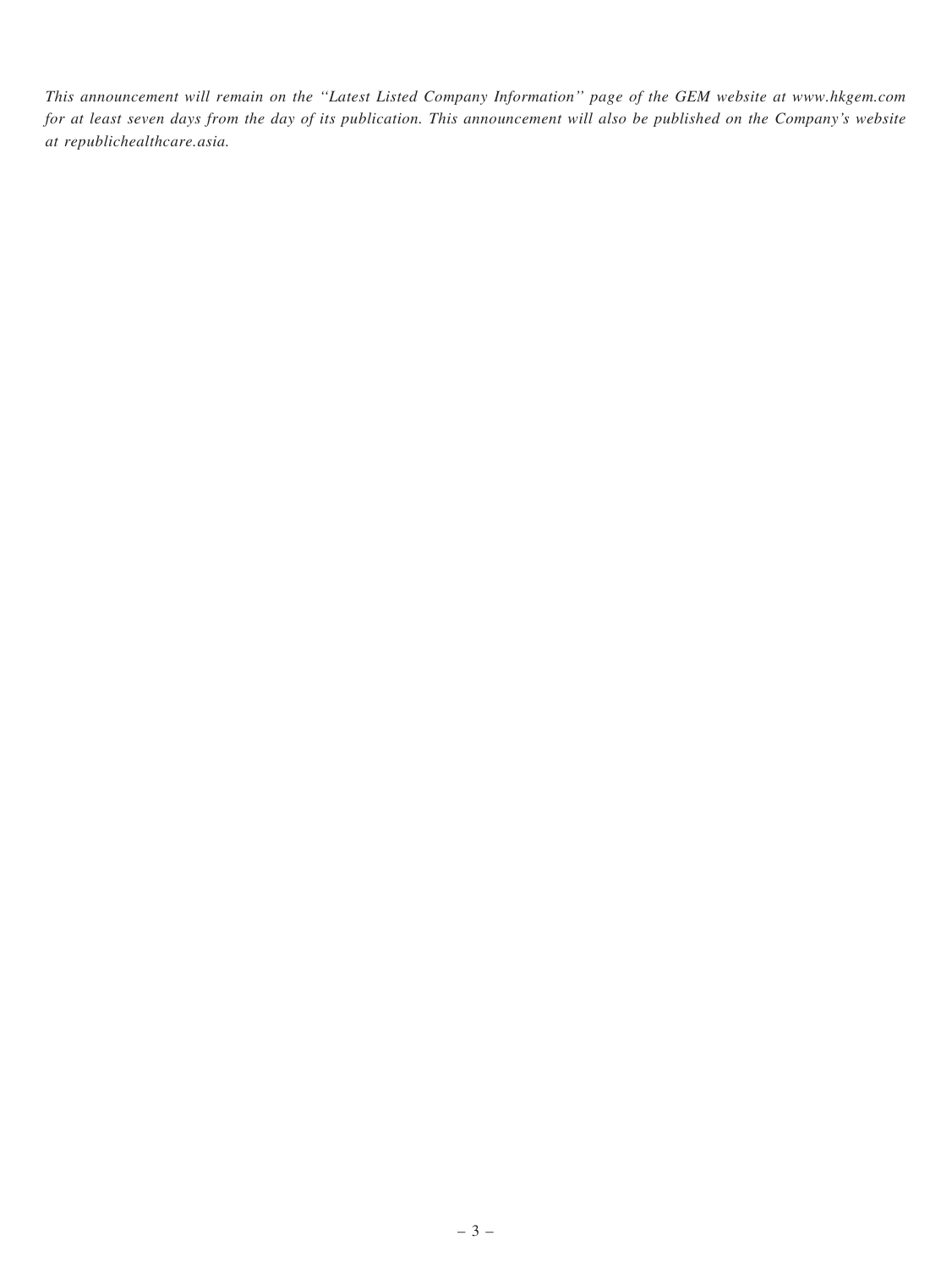*This announcement will remain on the "Latest Listed Company Information" page of the GEM website at www.hkgem.com for at least seven days from the day of its publication. This announcement will also be published on the Company's website at republichealthcare.asia.*